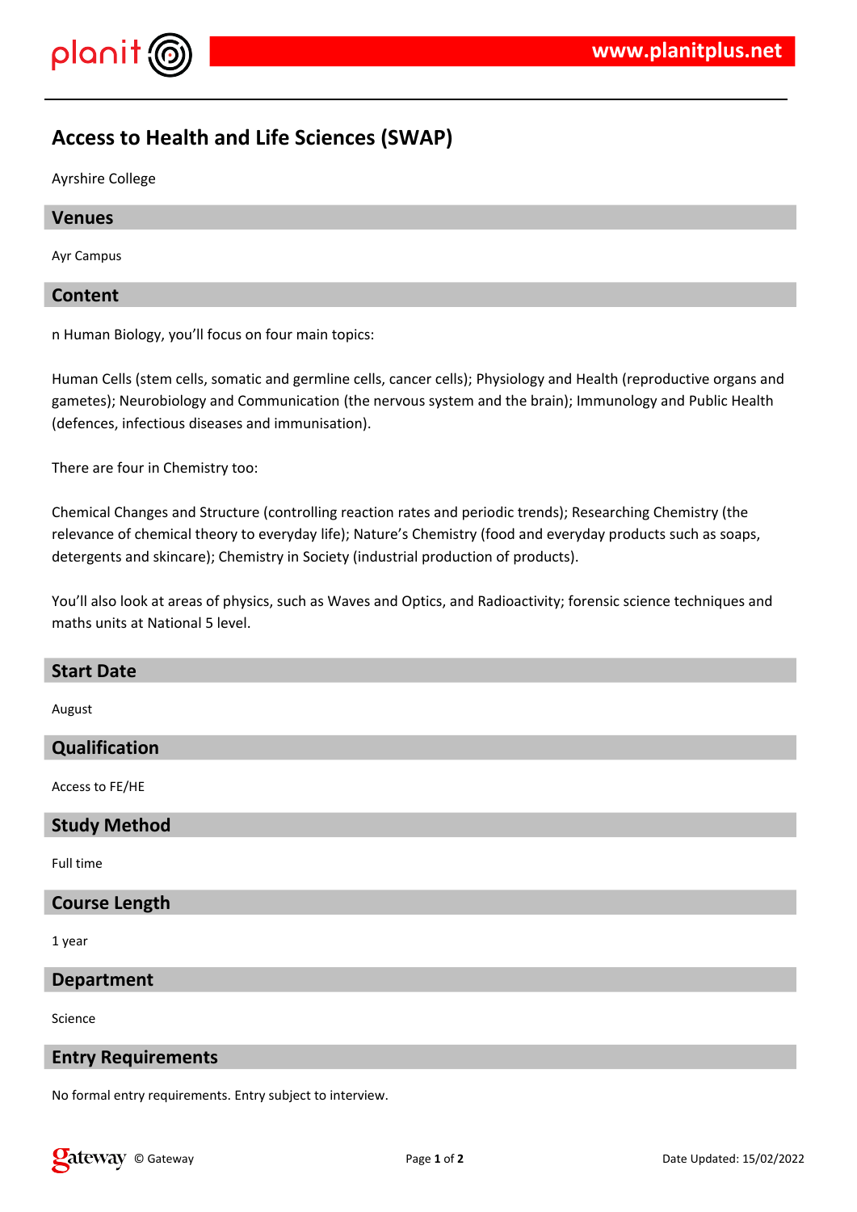# Access to Health and Life Sciences (SWAP)

Ayrshire College

## Venues

Ayr Campus

## Content

n Human Biology, you'll focus on four main topics:

Human Cells (stem cells, somatic and germline cells, cancer cells); Physiology and Health (reproductive organs and gametes); Neurobiology and Communication (the nervous system and the brain); Immunology and Public Health (defences, infectious diseases and immunisation).

There are four in Chemistry too:

Chemical Changes and Structure (controlling reaction rates and periodic trends); Researching Chemistry (the relevance of chemical theory to everyday life); Nature's Chemistry (food and everyday products such as soaps, detergents and skincare); Chemistry in Society (industrial production of products).

You'll also look at areas of physics, such as Waves and Optics, and Radioactivity; forensic science techniques and maths units at National 5 level.

## Start Date

August

## Qualification

Access to FE/HE

## Study Method

Full time

## Course Length

1 year

## Department

Science

## Entry Requirements

No formal entry requirements. Entry subject to interview.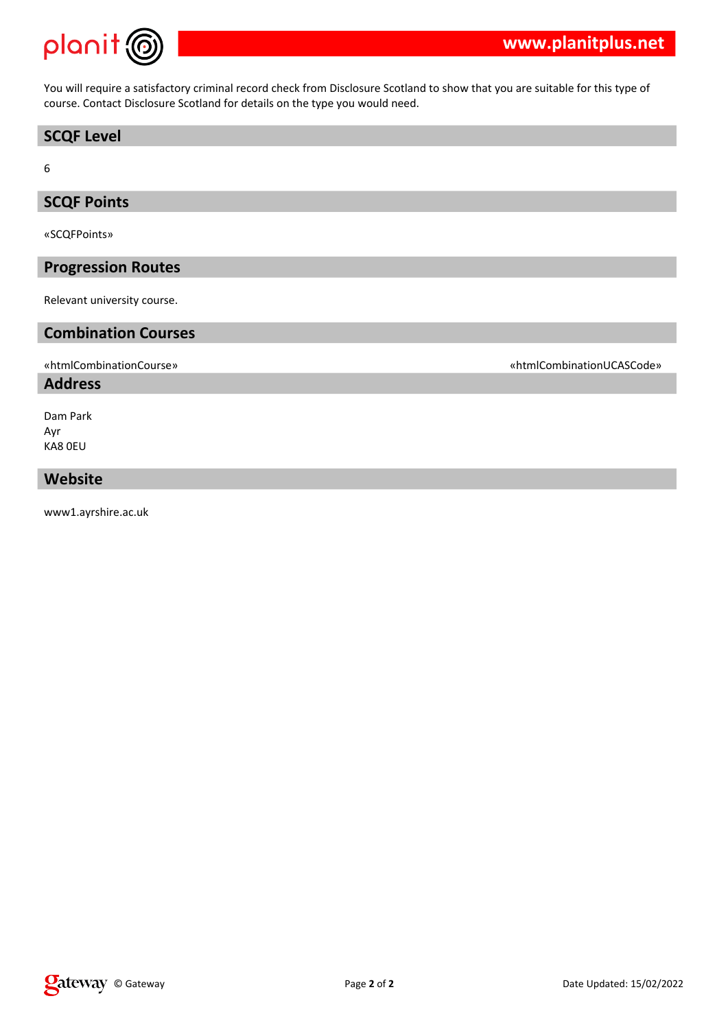You will require a satisfactory criminal record check from Disclosure Scotland to show that you are suitable for this type of course. Contact Disclosure Scotland for details on the type you would need.

## SCQF Level

6

## SCQF Points

«SCQFPoints»

## Progression Routes

Relevant university course.

## Combination Courses

«htmlCombinationCourse» «htmlCombinationUCASCode»

## Address

Dam Park
Ayr
KA8 0EU

## Website

www1.ayrshire.ac.uk